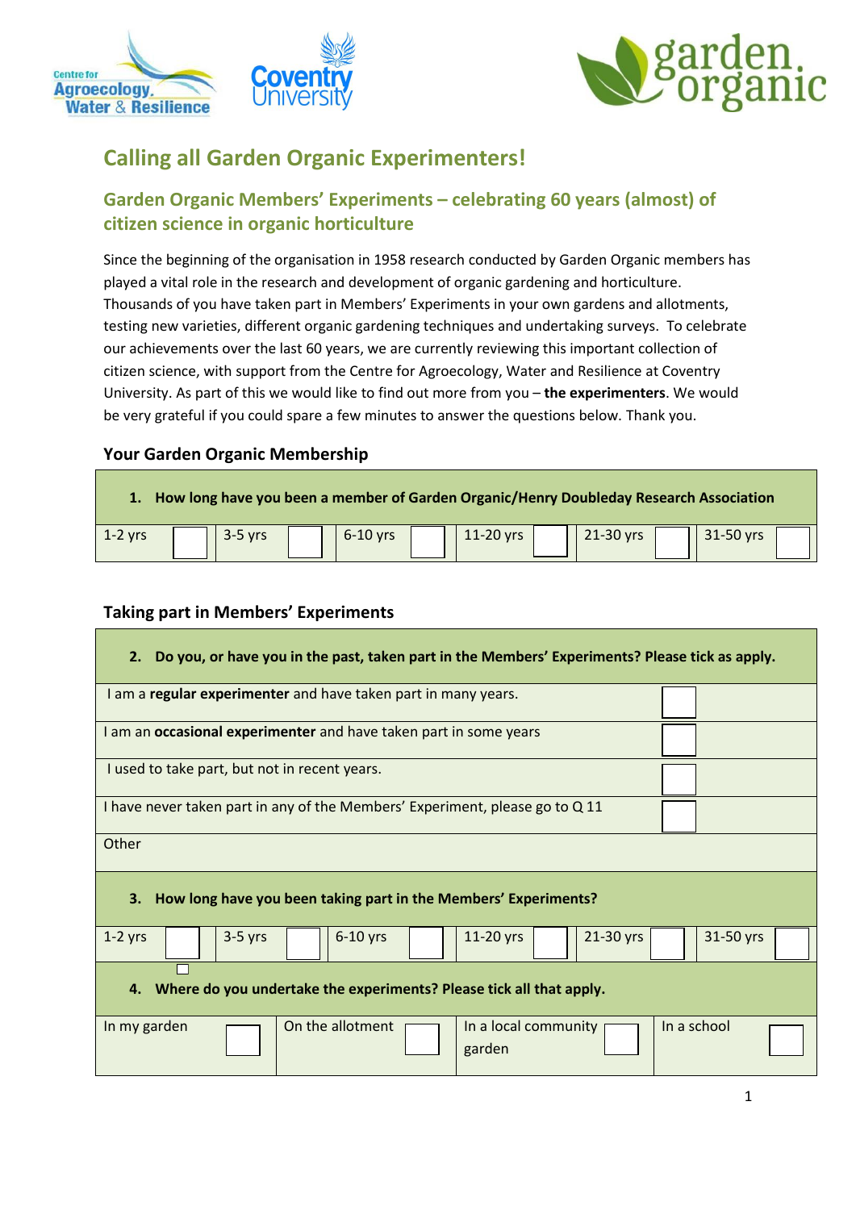# Calling all Garden Organic Experimenters!

## Garden Organic Members' Experiments – celebrating 60 years (almost) of citizen science in organic horticulture

Since the beginning of the organisation in 1958 research conducted by Garden Organic members has played a vital role in the research and development of organic gardening and horticulture. Thousands of you have taken part in Members' Experiments in your own gardens and allotments, testing new varieties, different organic gardening techniques and undertaking surveys. To celebrate our achievements over the last 60 years, we are currently reviewing this important collection of citizen science, with support from the Centre for Agroecology, Water and Resilience at Coventry University. As part of this we would like to find out more from you – **the experimenters**. We would be very grateful if you could spare a few minutes to answer the questions below. Thank you.

### Your Garden Organic Membership

**1. How long have you been a member of Garden Organic/Henry Doubleday Research Association**

| 1-2 yrs | ☐ | 3-5 yrs | ☐ | 6-10 yrs | ☐ | 11-20 yrs | ☐ | 21-30 yrs | ☐ | 31-50 yrs | ☐ |
|---|---|---|---|---|---|---|---|---|---|---|---|

### Taking part in Members' Experiments

**2. Do you, or have you in the past, taken part in the Members' Experiments? Please tick as apply.**

| | |
|---|---|
| I am a **regular experimenter** and have taken part in many years. | ☐ |
| I am an **occasional experimenter** and have taken part in some years | ☐ |
| I used to take part, but not in recent years. | ☐ |
| I have never taken part in any of the Members' Experiment, please go to Q 11 | ☐ |
| Other | |

**3. How long have you been taking part in the Members' Experiments?**

| 1-2 yrs | ☐ | 3-5 yrs | ☐ | 6-10 yrs | ☐ | 11-20 yrs | ☐ | 21-30 yrs | ☐ | 31-50 yrs | ☐ |
|---|---|---|---|---|---|---|---|---|---|---|---|

**4. Where do you undertake the experiments? Please tick all that apply.**

| In my garden | ☐ | On the allotment | ☐ | In a local community garden | ☐ | In a school | ☐ |
|---|---|---|---|---|---|---|---|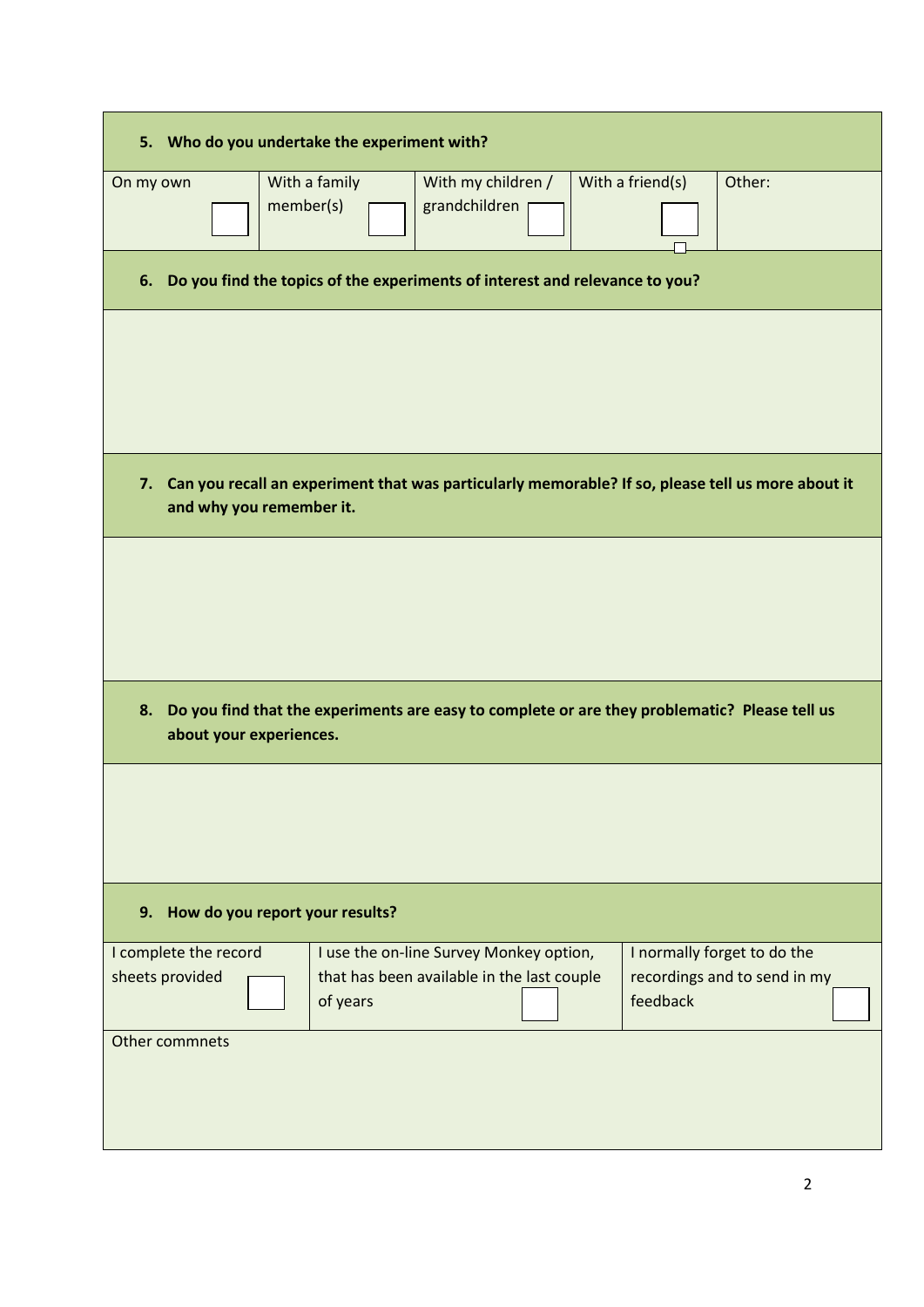**5. Who do you undertake the experiment with?**

| On my own ☐ | With a family member(s) ☐ | With my children / grandchildren ☐ | With a friend(s) ☐ | Other: |
|---|---|---|---|---|

**6. Do you find the topics of the experiments of interest and relevance to you?**

**7. Can you recall an experiment that was particularly memorable? If so, please tell us more about it and why you remember it.**

**8. Do you find that the experiments are easy to complete or are they problematic? Please tell us about your experiences.**

**9. How do you report your results?**

| I complete the record sheets provided ☐ | I use the on-line Survey Monkey option, that has been available in the last couple of years ☐ | I normally forget to do the recordings and to send in my feedback ☐ |
|---|---|---|

Other commnets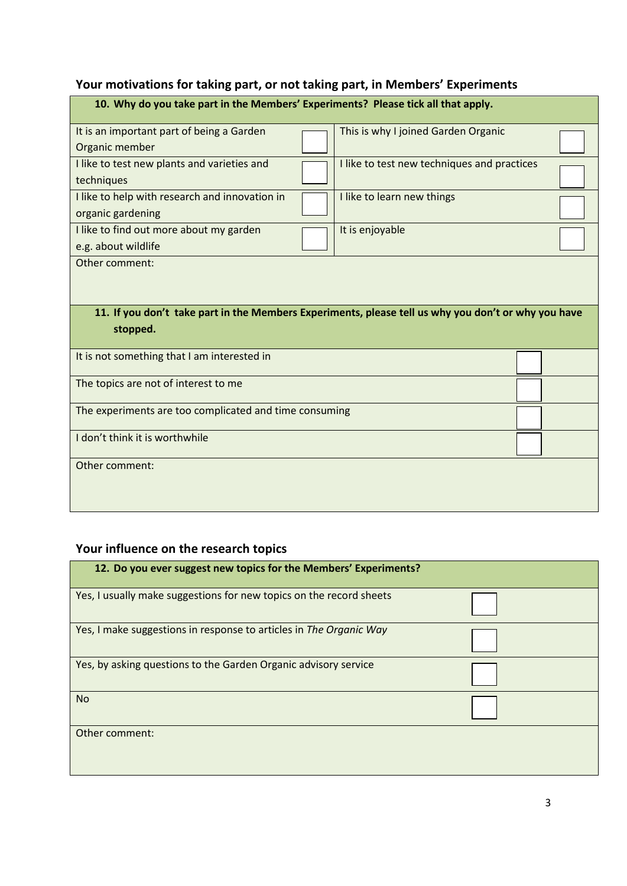## Your motivations for taking part, or not taking part, in Members' Experiments

| **10. Why do you take part in the Members' Experiments? Please tick all that apply.** | | | |
|---|---|---|---|
| It is an important part of being a Garden Organic member | ☐ | This is why I joined Garden Organic | ☐ |
| I like to test new plants and varieties and techniques | ☐ | I like to test new techniques and practices | ☐ |
| I like to help with research and innovation in organic gardening | ☐ | I like to learn new things | ☐ |
| I like to find out more about my garden e.g. about wildlife | ☐ | It is enjoyable | ☐ |
| Other comment: | | | |

| **11. If you don't take part in the Members Experiments, please tell us why you don't or why you have stopped.** | |
|---|---|
| It is not something that I am interested in | ☐ |
| The topics are not of interest to me | ☐ |
| The experiments are too complicated and time consuming | ☐ |
| I don't think it is worthwhile | ☐ |
| Other comment: | |

## Your influence on the research topics

| **12. Do you ever suggest new topics for the Members' Experiments?** | |
|---|---|
| Yes, I usually make suggestions for new topics on the record sheets | ☐ |
| Yes, I make suggestions in response to articles in *The Organic Way* | ☐ |
| Yes, by asking questions to the Garden Organic advisory service | ☐ |
| No | ☐ |
| Other comment: | |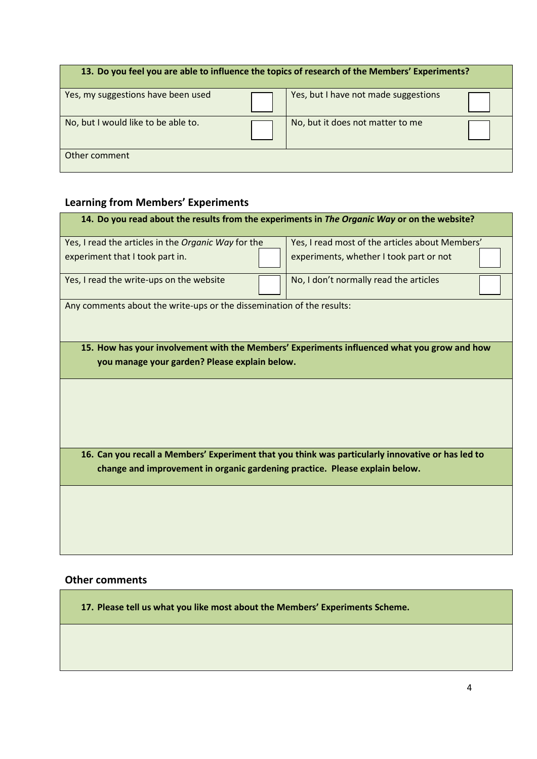| **13. Do you feel you are able to influence the topics of research of the Members' Experiments?** | | | |
|---|---|---|---|
| Yes, my suggestions have been used | ☐ | Yes, but I have not made suggestions | ☐ |
| No, but I would like to be able to. | ☐ | No, but it does not matter to me | ☐ |
| Other comment | | | |

## Learning from Members' Experiments

| **14. Do you read about the results from the experiments in *The Organic Way* or on the website?** | | | |
|---|---|---|---|
| Yes, I read the articles in the *Organic Way* for the experiment that I took part in. | ☐ | Yes, I read most of the articles about Members' experiments, whether I took part or not | ☐ |
| Yes, I read the write-ups on the website | ☐ | No, I don't normally read the articles | ☐ |
| Any comments about the write-ups or the dissemination of the results: | | | |

| **15. How has your involvement with the Members' Experiments influenced what you grow and how you manage your garden? Please explain below.** |
|---|
| |

| **16. Can you recall a Members' Experiment that you think was particularly innovative or has led to change and improvement in organic gardening practice. Please explain below.** |
|---|
| |

## Other comments

| **17. Please tell us what you like most about the Members' Experiments Scheme.** |
|---|
| |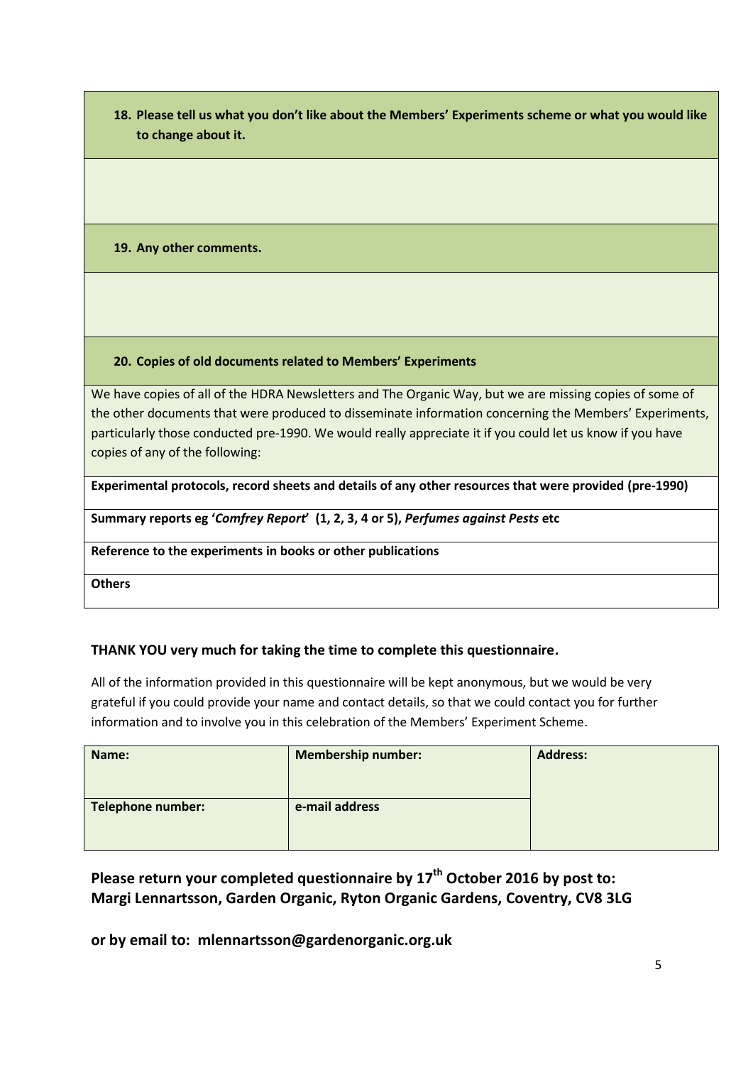**18. Please tell us what you don't like about the Members' Experiments scheme or what you would like to change about it.**

**19. Any other comments.**

**20. Copies of old documents related to Members' Experiments**

We have copies of all of the HDRA Newsletters and The Organic Way, but we are missing copies of some of the other documents that were produced to disseminate information concerning the Members' Experiments, particularly those conducted pre-1990. We would really appreciate it if you could let us know if you have copies of any of the following:

**Experimental protocols, record sheets and details of any other resources that were provided (pre-1990)**

**Summary reports eg '*Comfrey Report*' (1, 2, 3, 4 or 5), *Perfumes against Pests* etc**

**Reference to the experiments in books or other publications**

**Others**

**THANK YOU very much for taking the time to complete this questionnaire.**

All of the information provided in this questionnaire will be kept anonymous, but we would be very grateful if you could provide your name and contact details, so that we could contact you for further information and to involve you in this celebration of the Members' Experiment Scheme.

| | | |
|---|---|---|
| **Name:** | **Membership number:** | **Address:** |
| **Telephone number:** | **e-mail address** | |

**Please return your completed questionnaire by 17th October 2016 by post to: Margi Lennartsson, Garden Organic, Ryton Organic Gardens, Coventry, CV8 3LG**

**or by email to: mlennartsson@gardenorganic.org.uk**